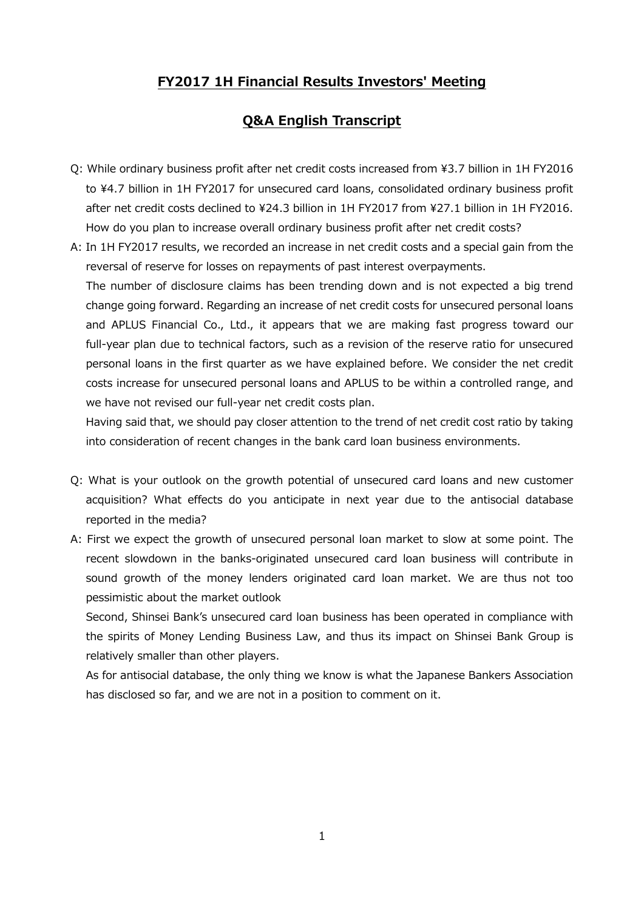# FY2017 1H Financial Results Investors' Meeting

## Q&A English Transcript

Q: While ordinary business profit after net credit costs increased from ¥3.7 billion in 1H FY2016 to ¥4.7 billion in 1H FY2017 for unsecured card loans, consolidated ordinary business profit after net credit costs declined to ¥24.3 billion in 1H FY2017 from ¥27.1 billion in 1H FY2016. How do you plan to increase overall ordinary business profit after net credit costs?

A: In 1H FY2017 results, we recorded an increase in net credit costs and a special gain from the reversal of reserve for losses on repayments of past interest overpayments.

The number of disclosure claims has been trending down and is not expected a big trend change going forward. Regarding an increase of net credit costs for unsecured personal loans and APLUS Financial Co., Ltd., it appears that we are making fast progress toward our full-year plan due to technical factors, such as a revision of the reserve ratio for unsecured personal loans in the first quarter as we have explained before. We consider the net credit costs increase for unsecured personal loans and APLUS to be within a controlled range, and we have not revised our full-year net credit costs plan.

Having said that, we should pay closer attention to the trend of net credit cost ratio by taking into consideration of recent changes in the bank card loan business environments.

Q: What is your outlook on the growth potential of unsecured card loans and new customer acquisition? What effects do you anticipate in next year due to the antisocial database reported in the media?

A: First we expect the growth of unsecured personal loan market to slow at some point. The recent slowdown in the banks-originated unsecured card loan business will contribute in sound growth of the money lenders originated card loan market. We are thus not too pessimistic about the market outlook

Second, Shinsei Bank's unsecured card loan business has been operated in compliance with the spirits of Money Lending Business Law, and thus its impact on Shinsei Bank Group is relatively smaller than other players.

As for antisocial database, the only thing we know is what the Japanese Bankers Association has disclosed so far, and we are not in a position to comment on it.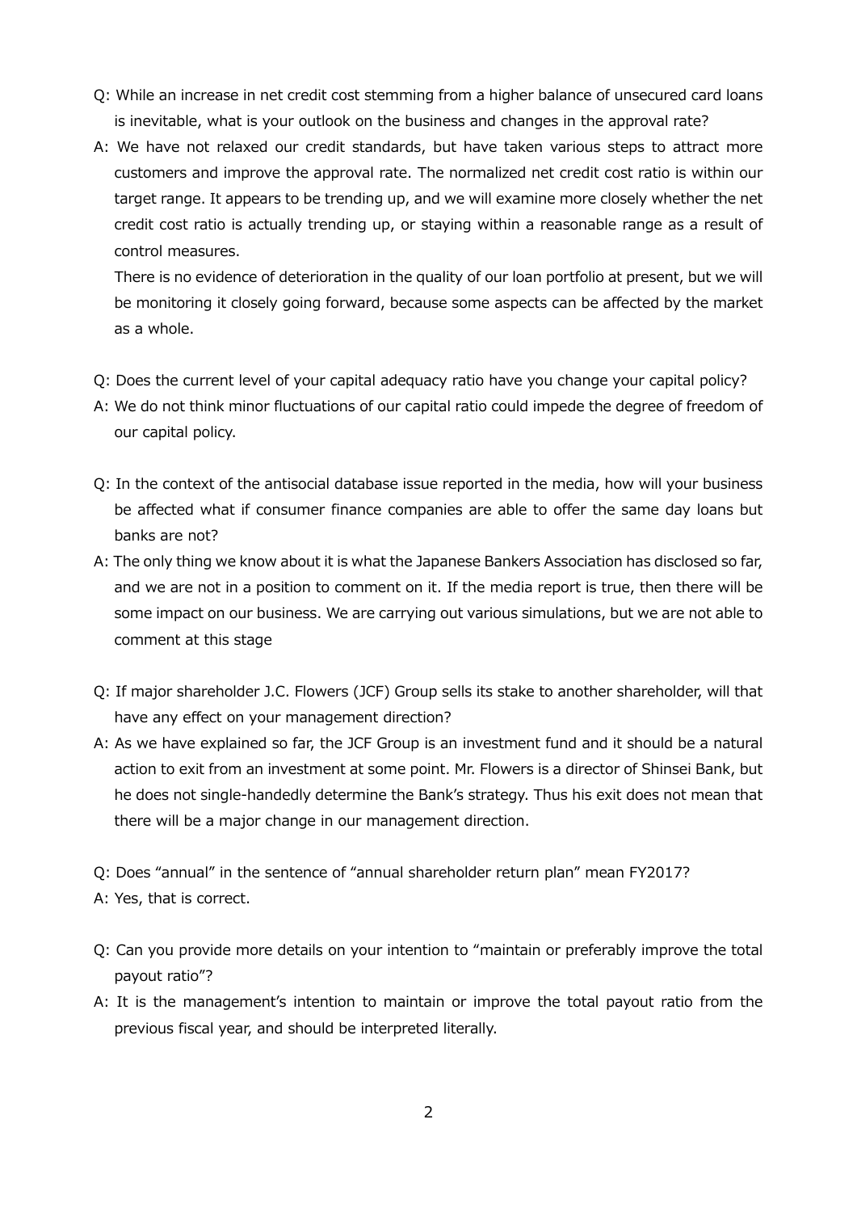Q: While an increase in net credit cost stemming from a higher balance of unsecured card loans is inevitable, what is your outlook on the business and changes in the approval rate?

A: We have not relaxed our credit standards, but have taken various steps to attract more customers and improve the approval rate. The normalized net credit cost ratio is within our target range. It appears to be trending up, and we will examine more closely whether the net credit cost ratio is actually trending up, or staying within a reasonable range as a result of control measures.

There is no evidence of deterioration in the quality of our loan portfolio at present, but we will be monitoring it closely going forward, because some aspects can be affected by the market as a whole.

Q: Does the current level of your capital adequacy ratio have you change your capital policy?

A: We do not think minor fluctuations of our capital ratio could impede the degree of freedom of our capital policy.

Q: In the context of the antisocial database issue reported in the media, how will your business be affected what if consumer finance companies are able to offer the same day loans but banks are not?

A: The only thing we know about it is what the Japanese Bankers Association has disclosed so far, and we are not in a position to comment on it. If the media report is true, then there will be some impact on our business. We are carrying out various simulations, but we are not able to comment at this stage

Q: If major shareholder J.C. Flowers (JCF) Group sells its stake to another shareholder, will that have any effect on your management direction?

A: As we have explained so far, the JCF Group is an investment fund and it should be a natural action to exit from an investment at some point. Mr. Flowers is a director of Shinsei Bank, but he does not single-handedly determine the Bank's strategy. Thus his exit does not mean that there will be a major change in our management direction.

Q: Does "annual" in the sentence of "annual shareholder return plan" mean FY2017?

A: Yes, that is correct.

Q: Can you provide more details on your intention to "maintain or preferably improve the total payout ratio"?

A: It is the management's intention to maintain or improve the total payout ratio from the previous fiscal year, and should be interpreted literally.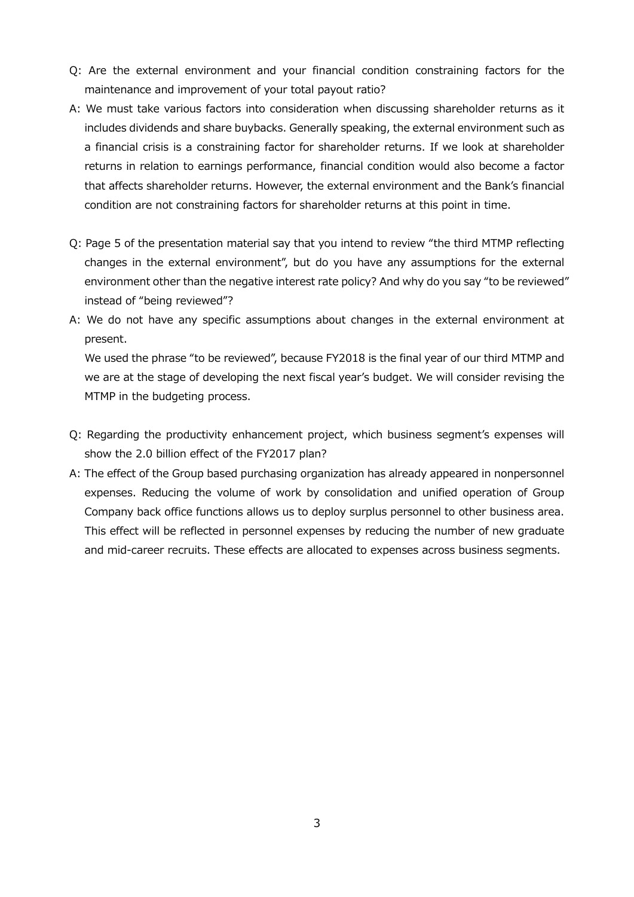Q: Are the external environment and your financial condition constraining factors for the maintenance and improvement of your total payout ratio?

A: We must take various factors into consideration when discussing shareholder returns as it includes dividends and share buybacks. Generally speaking, the external environment such as a financial crisis is a constraining factor for shareholder returns. If we look at shareholder returns in relation to earnings performance, financial condition would also become a factor that affects shareholder returns. However, the external environment and the Bank's financial condition are not constraining factors for shareholder returns at this point in time.

Q: Page 5 of the presentation material say that you intend to review "the third MTMP reflecting changes in the external environment", but do you have any assumptions for the external environment other than the negative interest rate policy? And why do you say "to be reviewed" instead of "being reviewed"?

A: We do not have any specific assumptions about changes in the external environment at present.
We used the phrase "to be reviewed", because FY2018 is the final year of our third MTMP and we are at the stage of developing the next fiscal year's budget. We will consider revising the MTMP in the budgeting process.

Q: Regarding the productivity enhancement project, which business segment's expenses will show the 2.0 billion effect of the FY2017 plan?

A: The effect of the Group based purchasing organization has already appeared in nonpersonnel expenses. Reducing the volume of work by consolidation and unified operation of Group Company back office functions allows us to deploy surplus personnel to other business area. This effect will be reflected in personnel expenses by reducing the number of new graduate and mid-career recruits. These effects are allocated to expenses across business segments.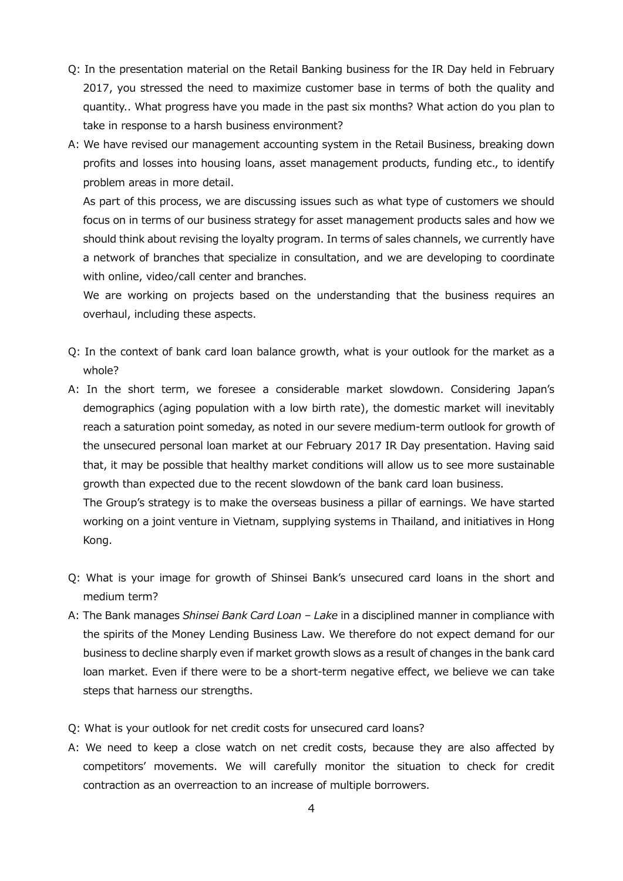Q: In the presentation material on the Retail Banking business for the IR Day held in February 2017, you stressed the need to maximize customer base in terms of both the quality and quantity.. What progress have you made in the past six months? What action do you plan to take in response to a harsh business environment?

A: We have revised our management accounting system in the Retail Business, breaking down profits and losses into housing loans, asset management products, funding etc., to identify problem areas in more detail.

As part of this process, we are discussing issues such as what type of customers we should focus on in terms of our business strategy for asset management products sales and how we should think about revising the loyalty program. In terms of sales channels, we currently have a network of branches that specialize in consultation, and we are developing to coordinate with online, video/call center and branches.

We are working on projects based on the understanding that the business requires an overhaul, including these aspects.

Q: In the context of bank card loan balance growth, what is your outlook for the market as a whole?

A: In the short term, we foresee a considerable market slowdown. Considering Japan's demographics (aging population with a low birth rate), the domestic market will inevitably reach a saturation point someday, as noted in our severe medium-term outlook for growth of the unsecured personal loan market at our February 2017 IR Day presentation. Having said that, it may be possible that healthy market conditions will allow us to see more sustainable growth than expected due to the recent slowdown of the bank card loan business.

The Group's strategy is to make the overseas business a pillar of earnings. We have started working on a joint venture in Vietnam, supplying systems in Thailand, and initiatives in Hong Kong.

Q: What is your image for growth of Shinsei Bank's unsecured card loans in the short and medium term?

A: The Bank manages *Shinsei Bank Card Loan – Lake* in a disciplined manner in compliance with the spirits of the Money Lending Business Law. We therefore do not expect demand for our business to decline sharply even if market growth slows as a result of changes in the bank card loan market. Even if there were to be a short-term negative effect, we believe we can take steps that harness our strengths.

Q: What is your outlook for net credit costs for unsecured card loans?

A: We need to keep a close watch on net credit costs, because they are also affected by competitors' movements. We will carefully monitor the situation to check for credit contraction as an overreaction to an increase of multiple borrowers.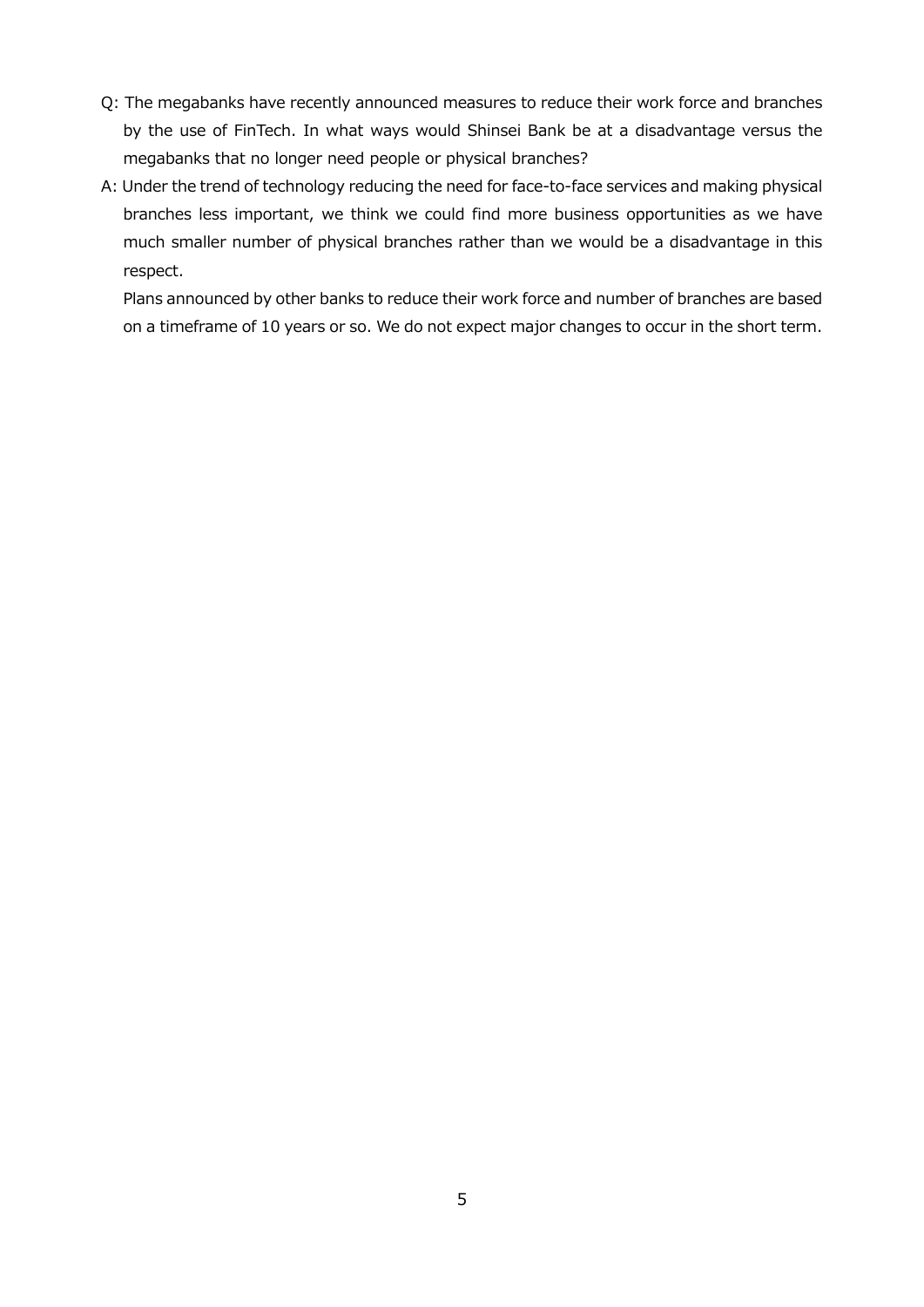Q: The megabanks have recently announced measures to reduce their work force and branches by the use of FinTech. In what ways would Shinsei Bank be at a disadvantage versus the megabanks that no longer need people or physical branches?

A: Under the trend of technology reducing the need for face-to-face services and making physical branches less important, we think we could find more business opportunities as we have much smaller number of physical branches rather than we would be a disadvantage in this respect.

Plans announced by other banks to reduce their work force and number of branches are based on a timeframe of 10 years or so. We do not expect major changes to occur in the short term.